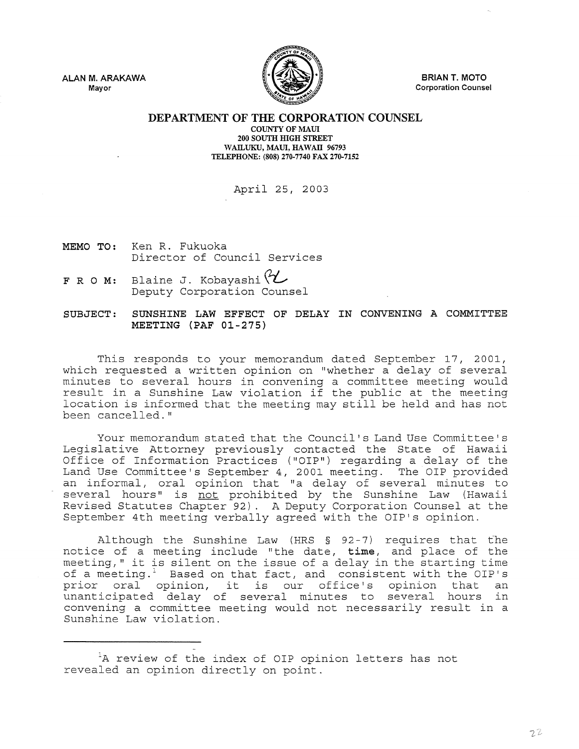ALAN M. ARAKAWA
Mayor

BRIAN T. MOTO
Corporation Counsel

# DEPARTMENT OF THE CORPORATION COUNSEL

COUNTY OF MAUI
200 SOUTH HIGH STREET
WAILUKU, MAUI, HAWAII 96793
TELEPHONE: (808) 270-7740 FAX 270-7152

April 25, 2003

**MEMO TO:** Ken R. Fukuoka
Director of Council Services

**F R O M:** Blaine J. Kobayashi
Deputy Corporation Counsel

**SUBJECT: SUNSHINE LAW EFFECT OF DELAY IN CONVENING A COMMITTEE MEETING (PAF 01-275)**

This responds to your memorandum dated September 17, 2001, which requested a written opinion on "whether a delay of several minutes to several hours in convening a committee meeting would result in a Sunshine Law violation if the public at the meeting location is informed that the meeting may still be held and has not been cancelled."

Your memorandum stated that the Council's Land Use Committee's Legislative Attorney previously contacted the State of Hawaii Office of Information Practices ("OIP") regarding a delay of the Land Use Committee's September 4, 2001 meeting. The OIP provided an informal, oral opinion that "a delay of several minutes to several hours" is not prohibited by the Sunshine Law (Hawaii Revised Statutes Chapter 92). A Deputy Corporation Counsel at the September 4th meeting verbally agreed with the OIP's opinion.

Although the Sunshine Law (HRS § 92-7) requires that the notice of a meeting include "the date, **time**, and place of the meeting," it is silent on the issue of a delay in the starting time of a meeting.[1] Based on that fact, and consistent with the OIP's prior oral opinion, it is our office's opinion that an unanticipated delay of several minutes to several hours in convening a committee meeting would not necessarily result in a Sunshine Law violation.

---

[1]A review of the index of OIP opinion letters has not revealed an opinion directly on point.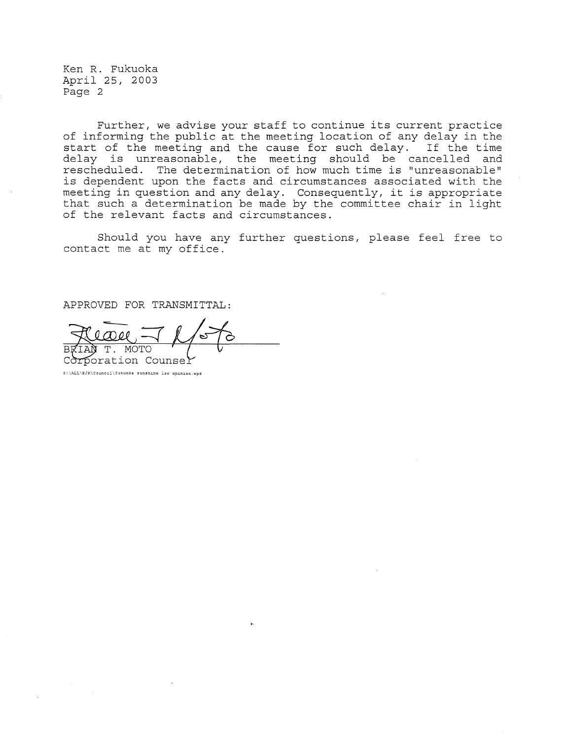Ken R. Fukuoka
April 25, 2003
Page 2

Further, we advise your staff to continue its current practice of informing the public at the meeting location of any delay in the start of the meeting and the cause for such delay. If the time delay is unreasonable, the meeting should be cancelled and rescheduled. The determination of how much time is "unreasonable" is dependent upon the facts and circumstances associated with the meeting in question and any delay. Consequently, it is appropriate that such a determination be made by the committee chair in light of the relevant facts and circumstances.

Should you have any further questions, please feel free to contact me at my office.

APPROVED FOR TRANSMITTAL:

BRIAN T. MOTO
Corporation Counsel

S:\ALL\BJK\Council\fukuoka sunshine law opinion.wpd